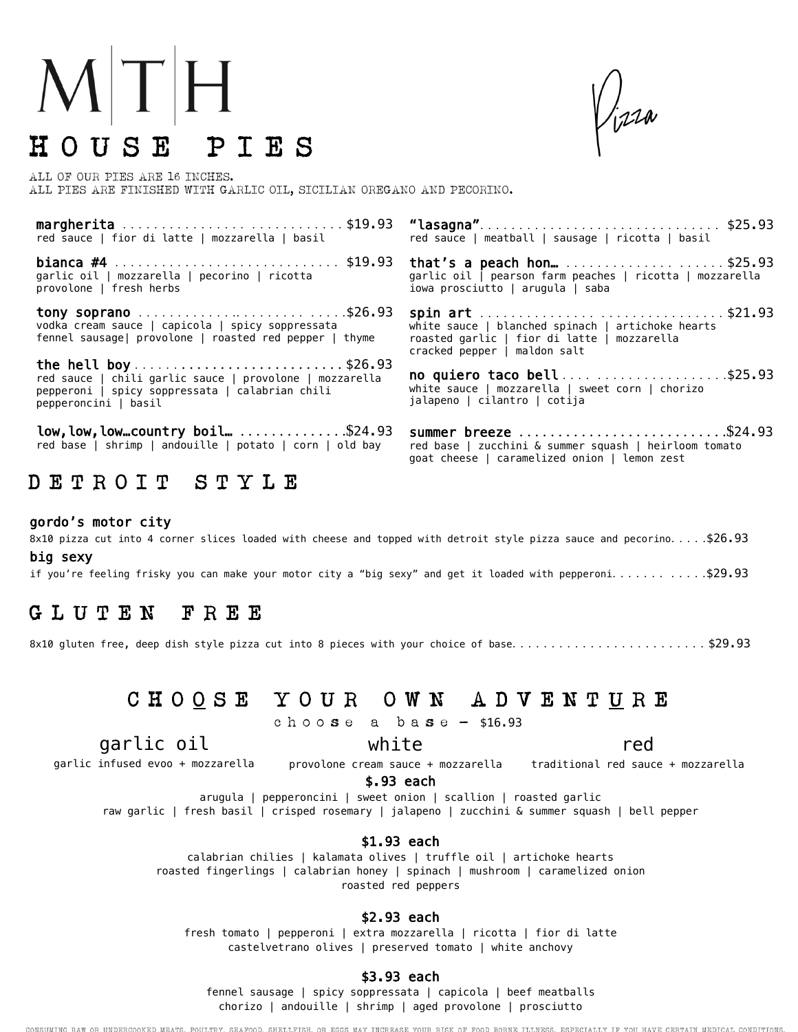# M|T|H

*Pizza*

## HOUSE PIES

ALL OF OUR PIES ARE 16 INCHES.
ALL PIES ARE FINISHED WITH GARLIC OIL, SICILIAN OREGANO AND PECORINO.

**margherita** .............................$19.93
red sauce | fior di latte | mozzarella | basil

**bianca #4** ............................ $19.93
garlic oil | mozzarella | pecorino | ricotta
provolone | fresh herbs

**tony soprano** ..........................$26.93
vodka cream sauce | capicola | spicy soppressata
fennel sausage| provolone | roasted red pepper | thyme

**the hell boy**...........................$26.93
red sauce | chili garlic sauce | provolone | mozzarella
pepperoni | spicy soppressata | calabrian chili
pepperoncini | basil

**low,low,low…country boil…** ..............$24.93
red base | shrimp | andouille | potato | corn | old bay

**"lasagna"**.............................. $25.93
red sauce | meatball | sausage | ricotta | basil

**that's a peach hon…** ...................$25.93
garlic oil | pearson farm peaches | ricotta | mozzarella
iowa prosciutto | arugula | saba

**spin art** ............................$21.93
white sauce | blanched spinach | artichoke hearts
roasted garlic | fior di latte | mozzarella
cracked pepper | maldon salt

**no quiero taco bell**.....................$25.93
white sauce | mozzarella | sweet corn | chorizo
jalapeno | cilantro | cotija

**summer breeze** .........................$24.93
red base | zucchini & summer squash | heirloom tomato
goat cheese | caramelized onion | lemon zest

## DETROIT STYLE

**gordo's motor city**
8x10 pizza cut into 4 corner slices loaded with cheese and topped with detroit style pizza sauce and pecorino.....$26.93

**big sexy**
if you're feeling frisky you can make your motor city a "big sexy" and get it loaded with pepperoni............$29.93

## GLUTEN FREE

8x10 gluten free, deep dish style pizza cut into 8 pieces with your choice of base.........................$29.93

## CHOOSE YOUR OWN ADVENTURE

choose a base – $16.93

**garlic oil**
garlic infused evoo + mozzarella

**white**
provolone cream sauce + mozzarella

**red**
traditional red sauce + mozzarella

**$.93 each**
arugula | pepperoncini | sweet onion | scallion | roasted garlic
raw garlic | fresh basil | crisped rosemary | jalapeno | zucchini & summer squash | bell pepper

**$1.93 each**
calabrian chilies | kalamata olives | truffle oil | artichoke hearts
roasted fingerlings | calabrian honey | spinach | mushroom | caramelized onion
roasted red peppers

**$2.93 each**
fresh tomato | pepperoni | extra mozzarella | ricotta | fior di latte
castelvetrano olives | preserved tomato | white anchovy

**$3.93 each**
fennel sausage | spicy soppressata | capicola | beef meatballs
chorizo | andouille | shrimp | aged provolone | prosciutto

CONSUMING RAW OR UNDERCOOKED MEATS, POULTRY, SEAFOOD, SHELLFISH, OR EGGS MAY INCREASE YOUR RISK OF FOOD BORNE ILLNESS, ESPECIALLY IF YOU HAVE CERTAIN MEDICAL CONDITIONS.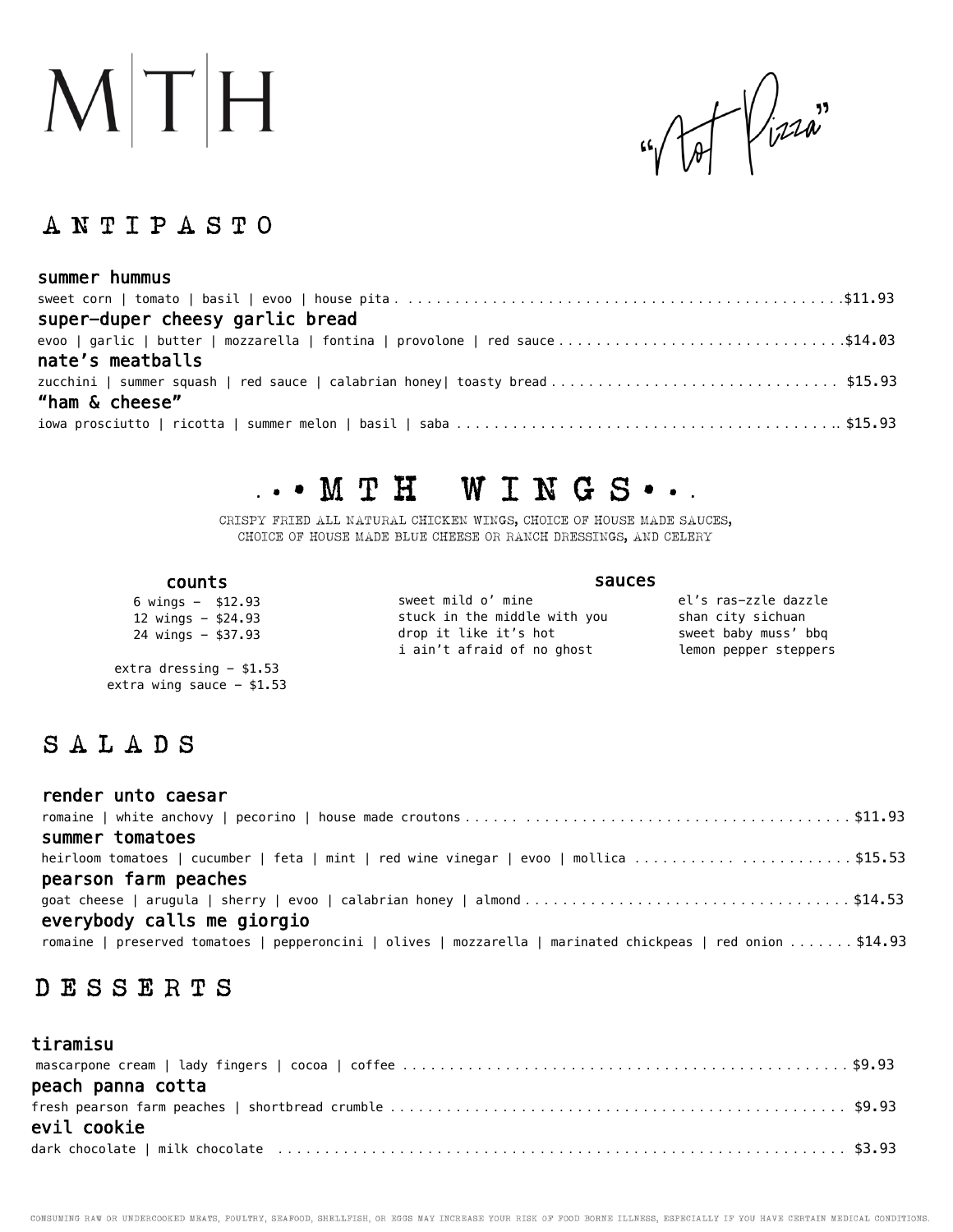# M|T|H

"Not Pizza"

## ANTIPASTO

**summer hummus**
sweet corn | tomato | basil | evoo | house pita . . . . $11.93

**super-duper cheesy garlic bread**
evoo | garlic | butter | mozzarella | fontina | provolone | red sauce . . . . $14.03

**nate's meatballs**
zucchini | summer squash | red sauce | calabrian honey| toasty bread . . . . $15.93

**"ham & cheese"**
iowa prosciutto | ricotta | summer melon | basil | saba . . . . $15.93

## ..•MTH WINGS•..

CRISPY FRIED ALL NATURAL CHICKEN WINGS, CHOICE OF HOUSE MADE SAUCES, CHOICE OF HOUSE MADE BLUE CHEESE OR RANCH DRESSINGS, AND CELERY

### counts

6 wings - $12.93
12 wings - $24.93
24 wings - $37.93

extra dressing - $1.53
extra wing sauce - $1.53

### sauces

sweet mild o' mine
stuck in the middle with you
drop it like it's hot
i ain't afraid of no ghost
el's ras-zzle dazzle
shan city sichuan
sweet baby muss' bbq
lemon pepper steppers

## SALADS

**render unto caesar**
romaine | white anchovy | pecorino | house made croutons . . . . $11.93

**summer tomatoes**
heirloom tomatoes | cucumber | feta | mint | red wine vinegar | evoo | mollica . . . . $15.53

**pearson farm peaches**
goat cheese | arugula | sherry | evoo | calabrian honey | almond . . . . $14.53

**everybody calls me giorgio**
romaine | preserved tomatoes | pepperoncini | olives | mozzarella | marinated chickpeas | red onion . . . . $14.93

## DESSERTS

**tiramisu**
mascarpone cream | lady fingers | cocoa | coffee . . . . $9.93

**peach panna cotta**
fresh pearson farm peaches | shortbread crumble . . . . $9.93

**evil cookie**
dark chocolate | milk chocolate . . . . $3.93

CONSUMING RAW OR UNDERCOOKED MEATS, POULTRY, SEAFOOD, SHELLFISH, OR EGGS MAY INCREASE YOUR RISK OF FOOD BORNE ILLNESS, ESPECIALLY IF YOU HAVE CERTAIN MEDICAL CONDITIONS.